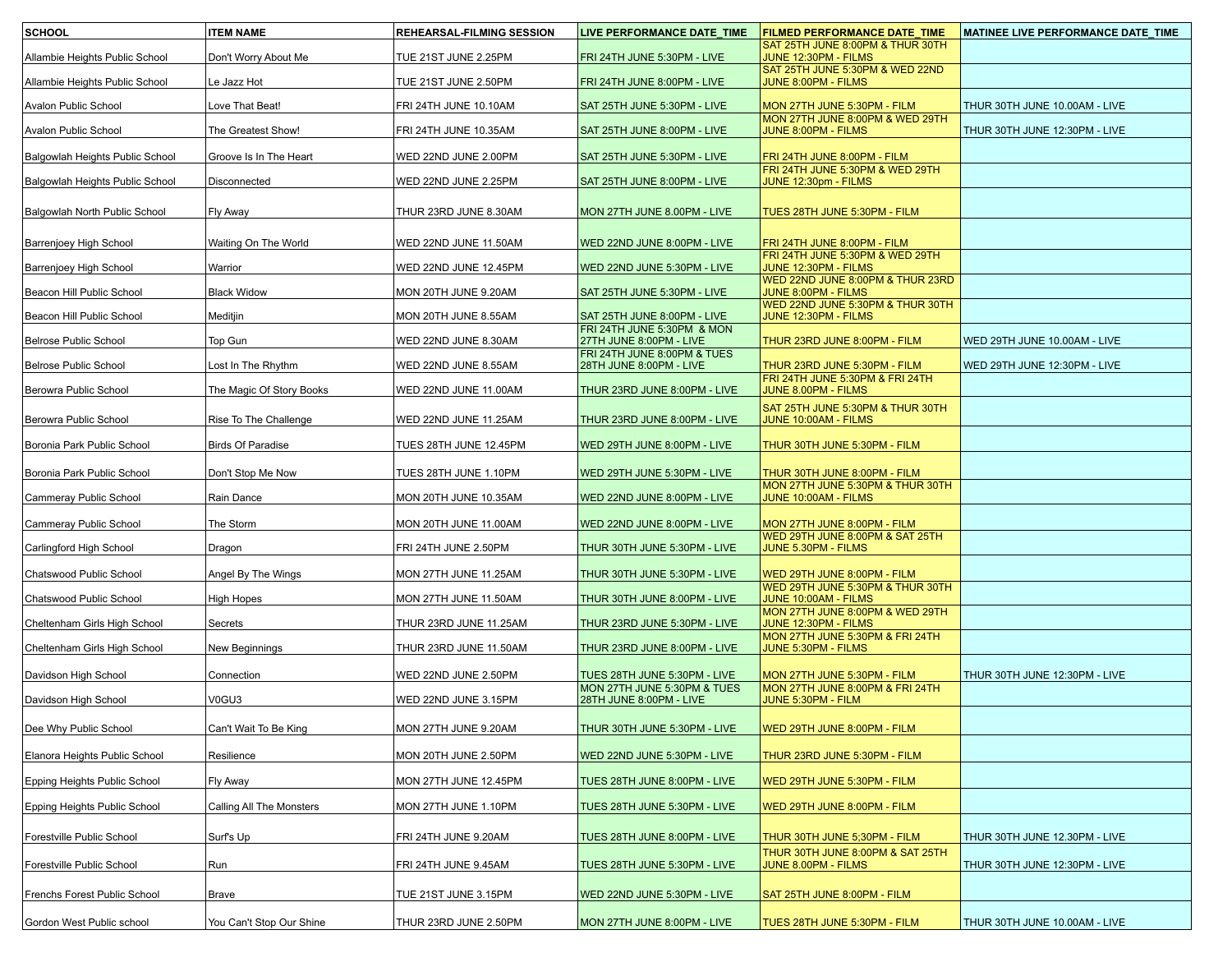| SCHOOL | ITEM NAME | REHEARSAL-FILMING SESSION | LIVE PERFORMANCE DATE_TIME | FILMED PERFORMANCE DATE_TIME | MATINEE LIVE PERFORMANCE DATE_TIME |
|---|---|---|---|---|---|
| Allambie Heights Public School | Don't Worry About Me | TUE 21ST JUNE 2.25PM | FRI 24TH JUNE 5:30PM - LIVE | SAT 25TH JUNE 8:00PM & THUR 30TH JUNE 12:30PM - FILMS | |
| Allambie Heights Public School | Le Jazz Hot | TUE 21ST JUNE 2.50PM | FRI 24TH JUNE 8:00PM - LIVE | SAT 25TH JUNE 5:30PM & WED 22ND JUNE 8:00PM - FILMS | |
| Avalon Public School | Love That Beat! | FRI 24TH JUNE 10.10AM | SAT 25TH JUNE 5:30PM - LIVE | MON 27TH JUNE 5:30PM - FILM | THUR 30TH JUNE 10.00AM - LIVE |
| Avalon Public School | The Greatest Show! | FRI 24TH JUNE 10.35AM | SAT 25TH JUNE 8:00PM - LIVE | MON 27TH JUNE 8:00PM & WED 29TH JUNE 8:00PM - FILMS | THUR 30TH JUNE 12:30PM - LIVE |
| Balgowlah Heights Public School | Groove Is In The Heart | WED 22ND JUNE 2.00PM | SAT 25TH JUNE 5:30PM - LIVE | FRI 24TH JUNE 8:00PM - FILM | |
| Balgowlah Heights Public School | Disconnected | WED 22ND JUNE 2.25PM | SAT 25TH JUNE 8:00PM - LIVE | FRI 24TH JUNE 5:30PM & WED 29TH JUNE 12:30pm - FILMS | |
| Balgowlah North Public School | Fly Away | THUR 23RD JUNE 8.30AM | MON 27TH JUNE 8.00PM - LIVE | TUES 28TH JUNE 5:30PM - FILM | |
| Barrenjoey High School | Waiting On The World | WED 22ND JUNE 11.50AM | WED 22ND JUNE 8:00PM - LIVE | FRI 24TH JUNE 8:00PM - FILM | |
| Barrenjoey High School | Warrior | WED 22ND JUNE 12.45PM | WED 22ND JUNE 5:30PM - LIVE | FRI 24TH JUNE 5:30PM & WED 29TH JUNE 12:30PM - FILMS | |
| Beacon Hill Public School | Black Widow | MON 20TH JUNE 9.20AM | SAT 25TH JUNE 5:30PM - LIVE | WED 22ND JUNE 8:00PM & THUR 23RD JUNE 8:00PM - FILMS | |
| Beacon Hill Public School | Meditjin | MON 20TH JUNE 8.55AM | SAT 25TH JUNE 8:00PM - LIVE | WED 22ND JUNE 5:30PM & THUR 30TH JUNE 12:30PM - FILMS | |
| Belrose Public School | Top Gun | WED 22ND JUNE 8.30AM | FRI 24TH JUNE 5:30PM & MON 27TH JUNE 8:00PM - LIVE | THUR 23RD JUNE 8:00PM - FILM | WED 29TH JUNE 10.00AM - LIVE |
| Belrose Public School | Lost In The Rhythm | WED 22ND JUNE 8.55AM | FRI 24TH JUNE 8:00PM & TUES 28TH JUNE 8:00PM - LIVE | THUR 23RD JUNE 5:30PM - FILM | WED 29TH JUNE 12:30PM - LIVE |
| Berowra Public School | The Magic Of Story Books | WED 22ND JUNE 11.00AM | THUR 23RD JUNE 8:00PM - LIVE | FRI 24TH JUNE 5:30PM & FRI 24TH JUNE 8.00PM - FILMS | |
| Berowra Public School | Rise To The Challenge | WED 22ND JUNE 11.25AM | THUR 23RD JUNE 8:00PM - LIVE | SAT 25TH JUNE 5:30PM & THUR 30TH JUNE 10:00AM - FILMS | |
| Boronia Park Public School | Birds Of Paradise | TUES 28TH JUNE 12.45PM | WED 29TH JUNE 8:00PM - LIVE | THUR 30TH JUNE 5:30PM - FILM | |
| Boronia Park Public School | Don't Stop Me Now | TUES 28TH JUNE 1.10PM | WED 29TH JUNE 5:30PM - LIVE | THUR 30TH JUNE 8:00PM - FILM | |
| Cammeray Public School | Rain Dance | MON 20TH JUNE 10.35AM | WED 22ND JUNE 8:00PM - LIVE | MON 27TH JUNE 5:30PM & THUR 30TH JUNE 10:00AM - FILMS | |
| Cammeray Public School | The Storm | MON 20TH JUNE 11.00AM | WED 22ND JUNE 8:00PM - LIVE | MON 27TH JUNE 8:00PM - FILM | |
| Carlingford High School | Dragon | FRI 24TH JUNE 2.50PM | THUR 30TH JUNE 5:30PM - LIVE | WED 29TH JUNE 8:00PM & SAT 25TH JUNE 5.30PM - FILMS | |
| Chatswood Public School | Angel By The Wings | MON 27TH JUNE 11.25AM | THUR 30TH JUNE 5:30PM - LIVE | WED 29TH JUNE 8:00PM - FILM | |
| Chatswood Public School | High Hopes | MON 27TH JUNE 11.50AM | THUR 30TH JUNE 8:00PM - LIVE | WED 29TH JUNE 5:30PM & THUR 30TH JUNE 10:00AM - FILMS | |
| Cheltenham Girls High School | Secrets | THUR 23RD JUNE 11.25AM | THUR 23RD JUNE 5:30PM - LIVE | MON 27TH JUNE 8:00PM & WED 29TH JUNE 12:30PM - FILMS | |
| Cheltenham Girls High School | New Beginnings | THUR 23RD JUNE 11.50AM | THUR 23RD JUNE 8:00PM - LIVE | MON 27TH JUNE 5:30PM & FRI 24TH JUNE 5:30PM - FILMS | |
| Davidson High School | Connection | WED 22ND JUNE 2.50PM | TUES 28TH JUNE 5:30PM - LIVE | MON 27TH JUNE 5:30PM - FILM | THUR 30TH JUNE 12:30PM - LIVE |
| Davidson High School | V0GU3 | WED 22ND JUNE 3.15PM | MON 27TH JUNE 5:30PM & TUES 28TH JUNE 8:00PM - LIVE | MON 27TH JUNE 8:00PM & FRI 24TH JUNE 5:30PM - FILM | |
| Dee Why Public School | Can't Wait To Be King | MON 27TH JUNE 9.20AM | THUR 30TH JUNE 5:30PM - LIVE | WED 29TH JUNE 8:00PM - FILM | |
| Elanora Heights Public School | Resilience | MON 20TH JUNE 2.50PM | WED 22ND JUNE 5:30PM - LIVE | THUR 23RD JUNE 5:30PM - FILM | |
| Epping Heights Public School | Fly Away | MON 27TH JUNE 12.45PM | TUES 28TH JUNE 8:00PM - LIVE | WED 29TH JUNE 5:30PM - FILM | |
| Epping Heights Public School | Calling All The Monsters | MON 27TH JUNE 1.10PM | TUES 28TH JUNE 5:30PM - LIVE | WED 29TH JUNE 8:00PM - FILM | |
| Forestville Public School | Surf's Up | FRI 24TH JUNE 9.20AM | TUES 28TH JUNE 8:00PM - LIVE | THUR 30TH JUNE 5;30PM - FILM | THUR 30TH JUNE 12.30PM - LIVE |
| Forestville Public School | Run | FRI 24TH JUNE 9.45AM | TUES 28TH JUNE 5:30PM - LIVE | THUR 30TH JUNE 8:00PM & SAT 25TH JUNE 8.00PM - FILMS | THUR 30TH JUNE 12:30PM - LIVE |
| Frenchs Forest Public School | Brave | TUE 21ST JUNE 3.15PM | WED 22ND JUNE 5:30PM - LIVE | SAT 25TH JUNE 8:00PM - FILM | |
| Gordon West Public school | You Can't Stop Our Shine | THUR 23RD JUNE 2.50PM | MON 27TH JUNE 8:00PM - LIVE | TUES 28TH JUNE 5:30PM - FILM | THUR 30TH JUNE 10.00AM - LIVE |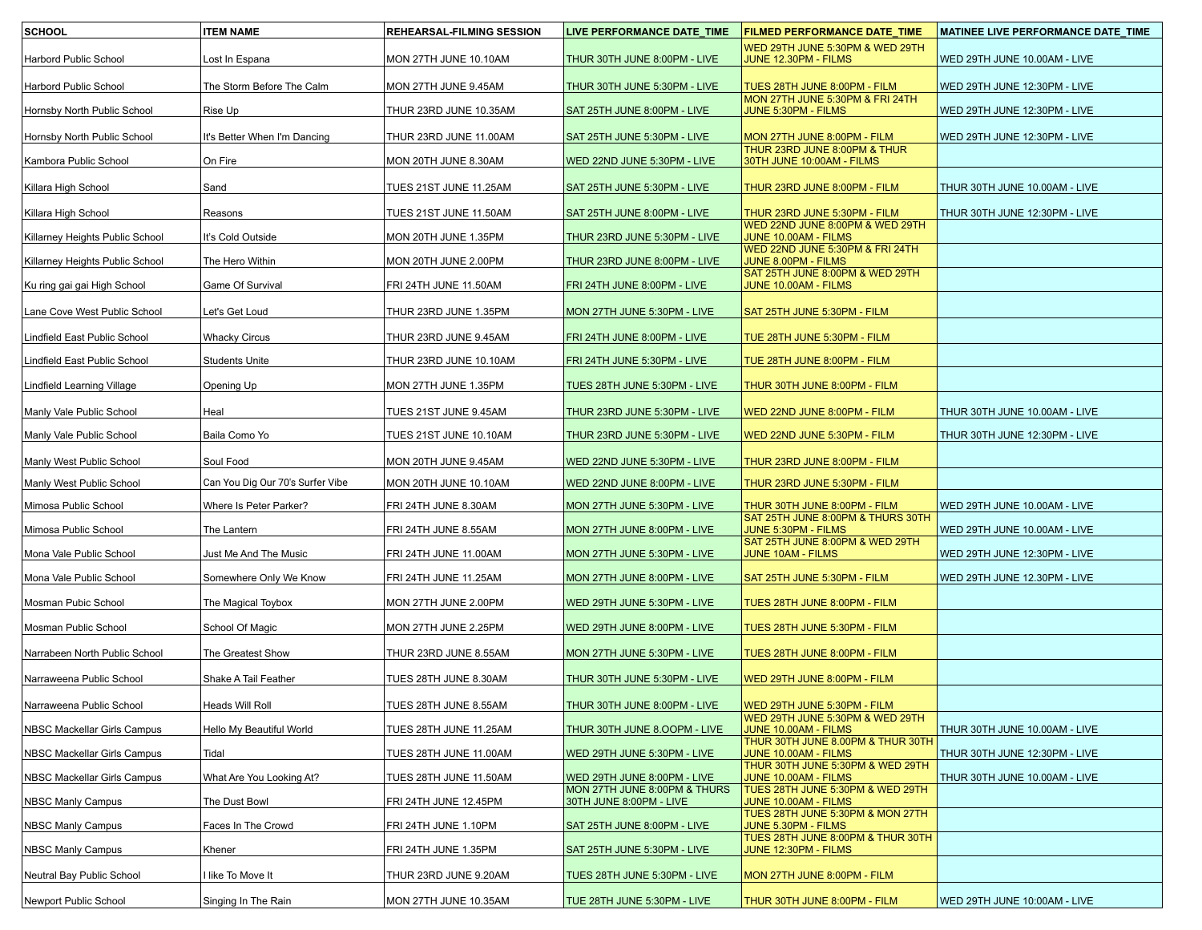| SCHOOL | ITEM NAME | REHEARSAL-FILMING SESSION | LIVE PERFORMANCE DATE_TIME | FILMED PERFORMANCE DATE_TIME | MATINEE LIVE PERFORMANCE DATE_TIME |
|---|---|---|---|---|---|
| Harbord Public School | Lost In Espana | MON 27TH JUNE 10.10AM | THUR 30TH JUNE 8:00PM - LIVE | WED 29TH JUNE 5:30PM & WED 29TH JUNE 12.30PM - FILMS | WED 29TH JUNE 10.00AM - LIVE |
| Harbord Public School | The Storm Before The Calm | MON 27TH JUNE 9.45AM | THUR 30TH JUNE 5:30PM - LIVE | TUES 28TH JUNE 8:00PM - FILM | WED 29TH JUNE 12:30PM - LIVE |
| Hornsby North Public School | Rise Up | THUR 23RD JUNE 10.35AM | SAT 25TH JUNE 8:00PM - LIVE | MON 27TH JUNE 5:30PM & FRI 24TH JUNE 5:30PM - FILMS | WED 29TH JUNE 12:30PM - LIVE |
| Hornsby North Public School | It's Better When I'm Dancing | THUR 23RD JUNE 11.00AM | SAT 25TH JUNE 5:30PM - LIVE | MON 27TH JUNE 8:00PM - FILM | WED 29TH JUNE 12:30PM - LIVE |
| Kambora Public School | On Fire | MON 20TH JUNE 8.30AM | WED 22ND JUNE 5:30PM - LIVE | THUR 23RD JUNE 8:00PM & THUR 30TH JUNE 10:00AM - FILMS | |
| Killara High School | Sand | TUES 21ST JUNE 11.25AM | SAT 25TH JUNE 5:30PM - LIVE | THUR 23RD JUNE 8:00PM - FILM | THUR 30TH JUNE 10.00AM - LIVE |
| Killara High School | Reasons | TUES 21ST JUNE 11.50AM | SAT 25TH JUNE 8:00PM - LIVE | THUR 23RD JUNE 5:30PM - FILM | THUR 30TH JUNE 12:30PM - LIVE |
| Killarney Heights Public School | It's Cold Outside | MON 20TH JUNE 1.35PM | THUR 23RD JUNE 5:30PM - LIVE | WED 22ND JUNE 8:00PM & WED 29TH JUNE 10.00AM - FILMS | |
| Killarney Heights Public School | The Hero Within | MON 20TH JUNE 2.00PM | THUR 23RD JUNE 8:00PM - LIVE | WED 22ND JUNE 5:30PM & FRI 24TH JUNE 8.00PM - FILMS | |
| Ku ring gai gai High School | Game Of Survival | FRI 24TH JUNE 11.50AM | FRI 24TH JUNE 8:00PM - LIVE | SAT 25TH JUNE 8:00PM & WED 29TH JUNE 10.00AM - FILMS | |
| Lane Cove West Public School | Let's Get Loud | THUR 23RD JUNE 1.35PM | MON 27TH JUNE 5:30PM - LIVE | SAT 25TH JUNE 5:30PM - FILM | |
| Lindfield East Public School | Whacky Circus | THUR 23RD JUNE 9.45AM | FRI 24TH JUNE 8:00PM - LIVE | TUE 28TH JUNE 5:30PM - FILM | |
| Lindfield East Public School | Students Unite | THUR 23RD JUNE 10.10AM | FRI 24TH JUNE 5:30PM - LIVE | TUE 28TH JUNE 8:00PM - FILM | |
| Lindfield Learning Village | Opening Up | MON 27TH JUNE 1.35PM | TUES 28TH JUNE 5:30PM - LIVE | THUR 30TH JUNE 8:00PM - FILM | |
| Manly Vale Public School | Heal | TUES 21ST JUNE 9.45AM | THUR 23RD JUNE 5:30PM - LIVE | WED 22ND JUNE 8:00PM - FILM | THUR 30TH JUNE 10.00AM - LIVE |
| Manly Vale Public School | Baila Como Yo | TUES 21ST JUNE 10.10AM | THUR 23RD JUNE 5:30PM - LIVE | WED 22ND JUNE 5:30PM - FILM | THUR 30TH JUNE 12:30PM - LIVE |
| Manly West Public School | Soul Food | MON 20TH JUNE 9.45AM | WED 22ND JUNE 5:30PM - LIVE | THUR 23RD JUNE 8:00PM - FILM | |
| Manly West Public School | Can You Dig Our 70's Surfer Vibe | MON 20TH JUNE 10.10AM | WED 22ND JUNE 8:00PM - LIVE | THUR 23RD JUNE 5:30PM - FILM | |
| Mimosa Public School | Where Is Peter Parker? | FRI 24TH JUNE 8.30AM | MON 27TH JUNE 5:30PM - LIVE | THUR 30TH JUNE 8:00PM - FILM | WED 29TH JUNE 10.00AM - LIVE |
| Mimosa Public School | The Lantern | FRI 24TH JUNE 8.55AM | MON 27TH JUNE 8:00PM - LIVE | SAT 25TH JUNE 8:00PM & THURS 30TH JUNE 5:30PM - FILMS | WED 29TH JUNE 10.00AM - LIVE |
| Mona Vale Public School | Just Me And The Music | FRI 24TH JUNE 11.00AM | MON 27TH JUNE 5:30PM - LIVE | SAT 25TH JUNE 8:00PM & WED 29TH JUNE 10AM - FILMS | WED 29TH JUNE 12:30PM - LIVE |
| Mona Vale Public School | Somewhere Only We Know | FRI 24TH JUNE 11.25AM | MON 27TH JUNE 8:00PM - LIVE | SAT 25TH JUNE 5:30PM - FILM | WED 29TH JUNE 12.30PM - LIVE |
| Mosman Pubic School | The Magical Toybox | MON 27TH JUNE 2.00PM | WED 29TH JUNE 5:30PM - LIVE | TUES 28TH JUNE 8:00PM - FILM | |
| Mosman Public School | School Of Magic | MON 27TH JUNE 2.25PM | WED 29TH JUNE 8:00PM - LIVE | TUES 28TH JUNE 5:30PM - FILM | |
| Narrabeen North Public School | The Greatest Show | THUR 23RD JUNE 8.55AM | MON 27TH JUNE 5:30PM - LIVE | TUES 28TH JUNE 8:00PM - FILM | |
| Narraweena Public School | Shake A Tail Feather | TUES 28TH JUNE 8.30AM | THUR 30TH JUNE 5:30PM - LIVE | WED 29TH JUNE 8:00PM - FILM | |
| Narraweena Public School | Heads Will Roll | TUES 28TH JUNE 8.55AM | THUR 30TH JUNE 8:00PM - LIVE | WED 29TH JUNE 5:30PM - FILM | |
| NBSC Mackellar Girls Campus | Hello My Beautiful World | TUES 28TH JUNE 11.25AM | THUR 30TH JUNE 8.OOPM - LIVE | WED 29TH JUNE 5:30PM & WED 29TH JUNE 10.00AM - FILMS | THUR 30TH JUNE 10.00AM - LIVE |
| NBSC Mackellar Girls Campus | Tidal | TUES 28TH JUNE 11.00AM | WED 29TH JUNE 5:30PM - LIVE | THUR 30TH JUNE 8.00PM & THUR 30TH JUNE 10.00AM - FILMS | THUR 30TH JUNE 12:30PM - LIVE |
| NBSC Mackellar Girls Campus | What Are You Looking At? | TUES 28TH JUNE 11.50AM | WED 29TH JUNE 8:00PM - LIVE | THUR 30TH JUNE 5:30PM & WED 29TH JUNE 10.00AM - FILMS | THUR 30TH JUNE 10.00AM - LIVE |
| NBSC Manly Campus | The Dust Bowl | FRI 24TH JUNE 12.45PM | MON 27TH JUNE 8:00PM & THURS 30TH JUNE 8:00PM - LIVE | TUES 28TH JUNE 5:30PM & WED 29TH JUNE 10.00AM - FILMS | |
| NBSC Manly Campus | Faces In The Crowd | FRI 24TH JUNE 1.10PM | SAT 25TH JUNE 8:00PM - LIVE | TUES 28TH JUNE 5:30PM & MON 27TH JUNE 5.30PM - FILMS | |
| NBSC Manly Campus | Khener | FRI 24TH JUNE 1.35PM | SAT 25TH JUNE 5:30PM - LIVE | TUES 28TH JUNE 8:00PM & THUR 30TH JUNE 12:30PM - FILMS | |
| Neutral Bay Public School | I like To Move It | THUR 23RD JUNE 9.20AM | TUES 28TH JUNE 5:30PM - LIVE | MON 27TH JUNE 8:00PM - FILM | |
| Newport Public School | Singing In The Rain | MON 27TH JUNE 10.35AM | TUE 28TH JUNE 5:30PM - LIVE | THUR 30TH JUNE 8:00PM - FILM | WED 29TH JUNE 10:00AM - LIVE |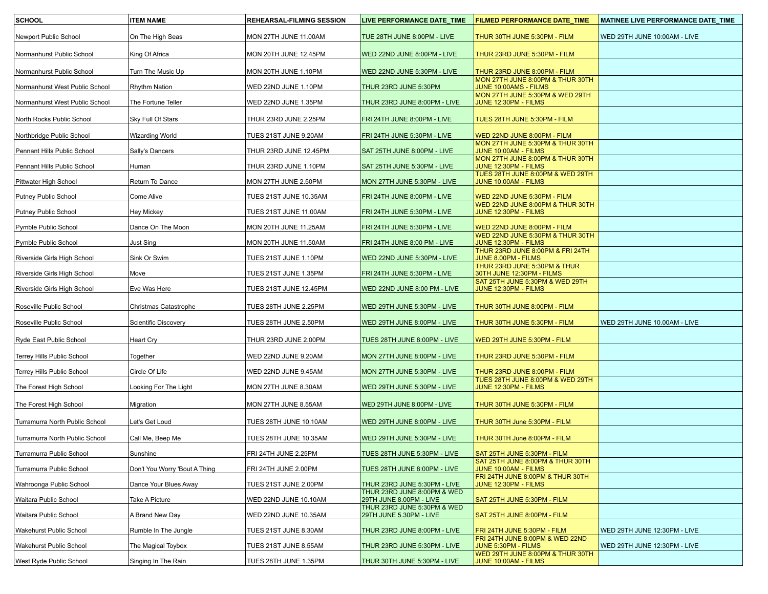| SCHOOL | ITEM NAME | REHEARSAL-FILMING SESSION | LIVE PERFORMANCE DATE_TIME | FILMED PERFORMANCE DATE_TIME | MATINEE LIVE PERFORMANCE DATE_TIME |
|---|---|---|---|---|---|
| Newport Public School | On The High Seas | MON 27TH JUNE 11.00AM | TUE 28TH JUNE 8:00PM - LIVE | THUR 30TH JUNE 5:30PM - FILM | WED 29TH JUNE 10:00AM - LIVE |
| Normanhurst Public School | King Of Africa | MON 20TH JUNE 12.45PM | WED 22ND JUNE 8:00PM - LIVE | THUR 23RD JUNE 5:30PM - FILM | |
| Normanhurst Public School | Turn The Music Up | MON 20TH JUNE 1.10PM | WED 22ND JUNE 5:30PM - LIVE | THUR 23RD JUNE 8:00PM - FILM | |
| Normanhurst West Public School | Rhythm Nation | WED 22ND JUNE 1.10PM | THUR 23RD JUNE 5:30PM | MON 27TH JUNE 8:00PM & THUR 30TH JUNE 10:00AMS - FILMS | |
| Normanhurst West Public School | The Fortune Teller | WED 22ND JUNE 1.35PM | THUR 23RD JUNE 8:00PM - LIVE | MON 27TH JUNE 5:30PM & WED 29TH JUNE 12:30PM - FILMS | |
| North Rocks Public School | Sky Full Of Stars | THUR 23RD JUNE 2.25PM | FRI 24TH JUNE 8:00PM - LIVE | TUES 28TH JUNE 5:30PM - FILM | |
| Northbridge Public School | Wizarding World | TUES 21ST JUNE 9.20AM | FRI 24TH JUNE 5:30PM - LIVE | WED 22ND JUNE 8:00PM - FILM | |
| Pennant Hills Public School | Sally's Dancers | THUR 23RD JUNE 12.45PM | SAT 25TH JUNE 8:00PM - LIVE | MON 27TH JUNE 5:30PM & THUR 30TH JUNE 10:00AM - FILMS | |
| Pennant Hills Public School | Human | THUR 23RD JUNE 1.10PM | SAT 25TH JUNE 5:30PM - LIVE | MON 27TH JUNE 8:00PM & THUR 30TH JUNE 12:30PM - FILMS | |
| Pittwater High School | Return To Dance | MON 27TH JUNE 2.50PM | MON 27TH JUNE 5:30PM - LIVE | TUES 28TH JUNE 8:00PM & WED 29TH JUNE 10.00AM - FILMS | |
| Putney Public School | Come Alive | TUES 21ST JUNE 10.35AM | FRI 24TH JUNE 8:00PM - LIVE | WED 22ND JUNE 5:30PM - FILM | |
| Putney Public School | Hey Mickey | TUES 21ST JUNE 11.00AM | FRI 24TH JUNE 5:30PM - LIVE | WED 22ND JUNE 8:00PM & THUR 30TH JUNE 12:30PM - FILMS | |
| Pymble Public School | Dance On The Moon | MON 20TH JUNE 11.25AM | FRI 24TH JUNE 5:30PM - LIVE | WED 22ND JUNE 8:00PM - FILM | |
| Pymble Public School | Just Sing | MON 20TH JUNE 11.50AM | FRI 24TH JUNE 8:00 PM - LIVE | WED 22ND JUNE 5:30PM & THUR 30TH JUNE 12:30PM - FILMS | |
| Riverside Girls High School | Sink Or Swim | TUES 21ST JUNE 1.10PM | WED 22ND JUNE 5:30PM - LIVE | THUR 23RD JUNE 8:00PM & FRI 24TH JUNE 8.00PM - FILMS | |
| Riverside Girls High School | Move | TUES 21ST JUNE 1.35PM | FRI 24TH JUNE 5:30PM - LIVE | THUR 23RD JUNE 5:30PM & THUR 30TH JUNE 12:30PM - FILMS | |
| Riverside Girls High School | Eve Was Here | TUES 21ST JUNE 12.45PM | WED 22ND JUNE 8:00 PM - LIVE | SAT 25TH JUNE 5:30PM & WED 29TH JUNE 12:30PM - FILMS | |
| Roseville Public School | Christmas Catastrophe | TUES 28TH JUNE 2.25PM | WED 29TH JUNE 5:30PM - LIVE | THUR 30TH JUNE 8:00PM - FILM | |
| Roseville Public School | Scientific Discovery | TUES 28TH JUNE 2.50PM | WED 29TH JUNE 8:00PM - LIVE | THUR 30TH JUNE 5:30PM - FILM | WED 29TH JUNE 10.00AM - LIVE |
| Ryde East Public School | Heart Cry | THUR 23RD JUNE 2.00PM | TUES 28TH JUNE 8:00PM - LIVE | WED 29TH JUNE 5:30PM - FILM | |
| Terrey Hills Public School | Together | WED 22ND JUNE 9.20AM | MON 27TH JUNE 8:00PM - LIVE | THUR 23RD JUNE 5:30PM - FILM | |
| Terrey Hills Public School | Circle Of Life | WED 22ND JUNE 9.45AM | MON 27TH JUNE 5:30PM - LIVE | THUR 23RD JUNE 8:00PM - FILM | |
| The Forest High School | Looking For The Light | MON 27TH JUNE 8.30AM | WED 29TH JUNE 5:30PM - LIVE | TUES 28TH JUNE 8:00PM & WED 29TH JUNE 12:30PM - FILMS | |
| The Forest High School | Migration | MON 27TH JUNE 8.55AM | WED 29TH JUNE 8:00PM - LIVE | THUR 30TH JUNE 5:30PM - FILM | |
| Turramurra North Public School | Let's Get Loud | TUES 28TH JUNE 10.10AM | WED 29TH JUNE 8:00PM - LIVE | THUR 30TH June 5:30PM - FILM | |
| Turramurra North Public School | Call Me, Beep Me | TUES 28TH JUNE 10.35AM | WED 29TH JUNE 5:30PM - LIVE | THUR 30TH June 8:00PM - FILM | |
| Turramurra Public School | Sunshine | FRI 24TH JUNE 2.25PM | TUES 28TH JUNE 5:30PM - LIVE | SAT 25TH JUNE 5:30PM - FILM | |
| Turramurra Public School | Don't You Worry 'Bout A Thing | FRI 24TH JUNE 2.00PM | TUES 28TH JUNE 8:00PM - LIVE | SAT 25TH JUNE 8:00PM & THUR 30TH JUNE 10:00AM - FILMS | |
| Wahroonga Public School | Dance Your Blues Away | TUES 21ST JUNE 2.00PM | THUR 23RD JUNE 5:30PM - LIVE | FRI 24TH JUNE 8:00PM & THUR 30TH JUNE 12:30PM - FILMS | |
| Waitara Public School | Take A Picture | WED 22ND JUNE 10.10AM | THUR 23RD JUNE 8:00PM & WED 29TH JUNE 8.00PM - LIVE | SAT 25TH JUNE 5:30PM - FILM | |
| Waitara Public School | A Brand New Day | WED 22ND JUNE 10.35AM | THUR 23RD JUNE 5:30PM & WED 29TH JUNE 5.30PM - LIVE | SAT 25TH JUNE 8:00PM - FILM | |
| Wakehurst Public School | Rumble In The Jungle | TUES 21ST JUNE 8.30AM | THUR 23RD JUNE 8:00PM - LIVE | FRI 24TH JUNE 5:30PM - FILM | WED 29TH JUNE 12:30PM - LIVE |
| Wakehurst Public School | The Magical Toybox | TUES 21ST JUNE 8.55AM | THUR 23RD JUNE 5:30PM - LIVE | FRI 24TH JUNE 8:00PM & WED 22ND JUNE 5:30PM - FILMS | WED 29TH JUNE 12:30PM - LIVE |
| West Ryde Public School | Singing In The Rain | TUES 28TH JUNE 1.35PM | THUR 30TH JUNE 5:30PM - LIVE | WED 29TH JUNE 8:00PM & THUR 30TH JUNE 10:00AM - FILMS | |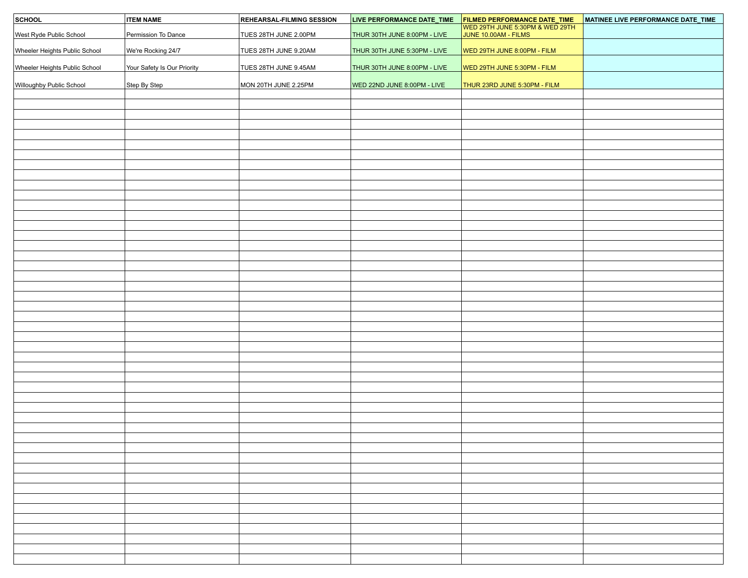| SCHOOL | ITEM NAME | REHEARSAL-FILMING SESSION | LIVE PERFORMANCE DATE_TIME | FILMED PERFORMANCE DATE_TIME | MATINEE LIVE PERFORMANCE DATE_TIME |
|---|---|---|---|---|---|
| West Ryde Public School | Permission To Dance | TUES 28TH JUNE 2.00PM | THUR 30TH JUNE 8:00PM - LIVE | WED 29TH JUNE 5:30PM & WED 29TH JUNE 10.00AM - FILMS | |
| Wheeler Heights Public School | We're Rocking 24/7 | TUES 28TH JUNE 9.20AM | THUR 30TH JUNE 5:30PM - LIVE | WED 29TH JUNE 8:00PM - FILM | |
| Wheeler Heights Public School | Your Safety Is Our Priority | TUES 28TH JUNE 9.45AM | THUR 30TH JUNE 8:00PM - LIVE | WED 29TH JUNE 5:30PM - FILM | |
| Willoughby Public School | Step By Step | MON 20TH JUNE 2.25PM | WED 22ND JUNE 8:00PM - LIVE | THUR 23RD JUNE 5:30PM - FILM | |